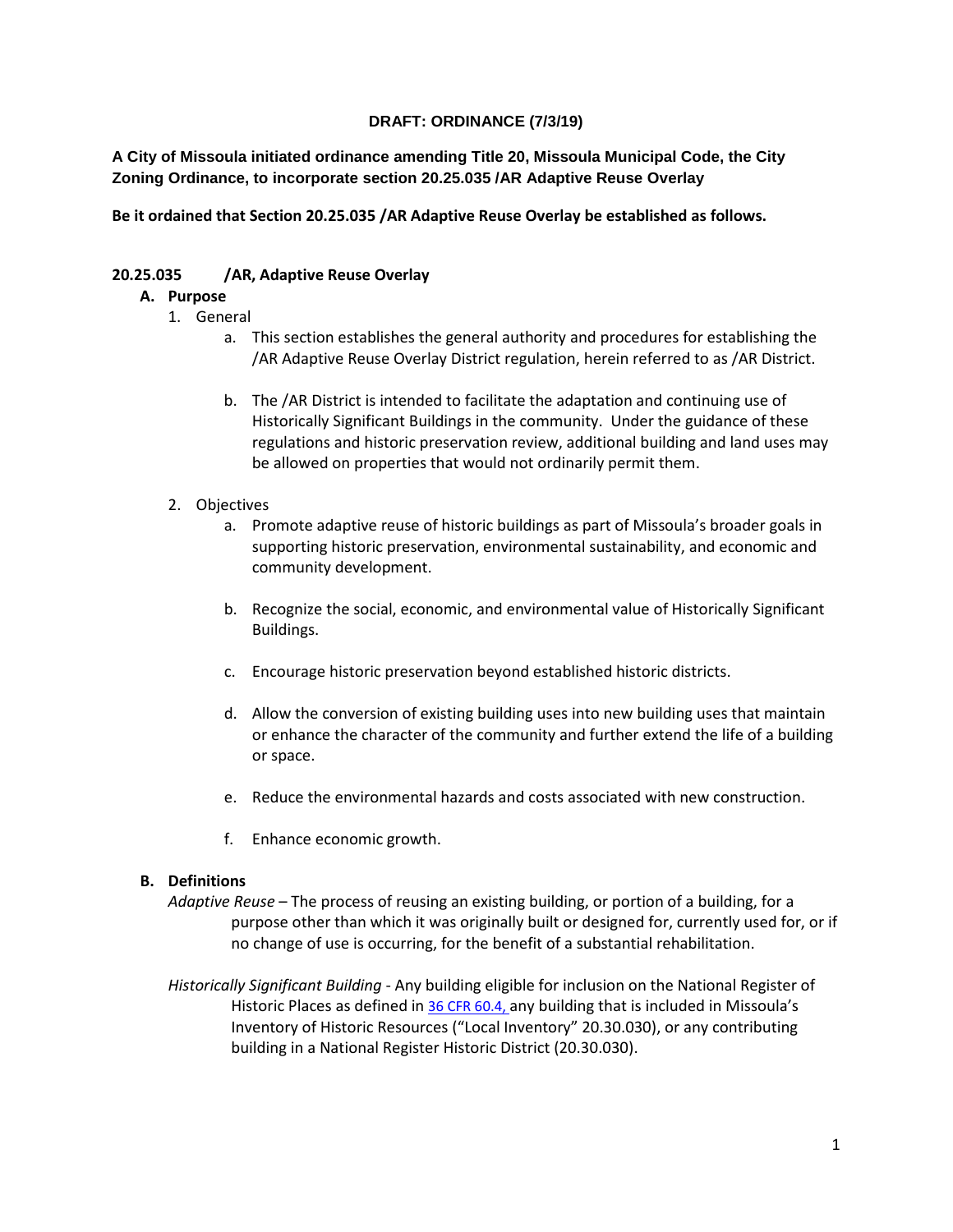**DRAFT: ORDINANCE (7/3/19)**

**A City of Missoula initiated ordinance amending Title 20, Missoula Municipal Code, the City Zoning Ordinance, to incorporate section 20.25.035 /AR Adaptive Reuse Overlay**

**Be it ordained that Section 20.25.035 /AR Adaptive Reuse Overlay be established as follows.**

## 20.25.035 /AR, Adaptive Reuse Overlay

### A. Purpose

1. General
    a. This section establishes the general authority and procedures for establishing the /AR Adaptive Reuse Overlay District regulation, herein referred to as /AR District.

    b. The /AR District is intended to facilitate the adaptation and continuing use of Historically Significant Buildings in the community. Under the guidance of these regulations and historic preservation review, additional building and land uses may be allowed on properties that would not ordinarily permit them.

2. Objectives
    a. Promote adaptive reuse of historic buildings as part of Missoula's broader goals in supporting historic preservation, environmental sustainability, and economic and community development.

    b. Recognize the social, economic, and environmental value of Historically Significant Buildings.

    c. Encourage historic preservation beyond established historic districts.

    d. Allow the conversion of existing building uses into new building uses that maintain or enhance the character of the community and further extend the life of a building or space.

    e. Reduce the environmental hazards and costs associated with new construction.

    f. Enhance economic growth.

### B. Definitions

*Adaptive Reuse* – The process of reusing an existing building, or portion of a building, for a purpose other than which it was originally built or designed for, currently used for, or if no change of use is occurring, for the benefit of a substantial rehabilitation.

*Historically Significant Building* - Any building eligible for inclusion on the National Register of Historic Places as defined in 36 CFR 60.4, any building that is included in Missoula's Inventory of Historic Resources ("Local Inventory" 20.30.030), or any contributing building in a National Register Historic District (20.30.030).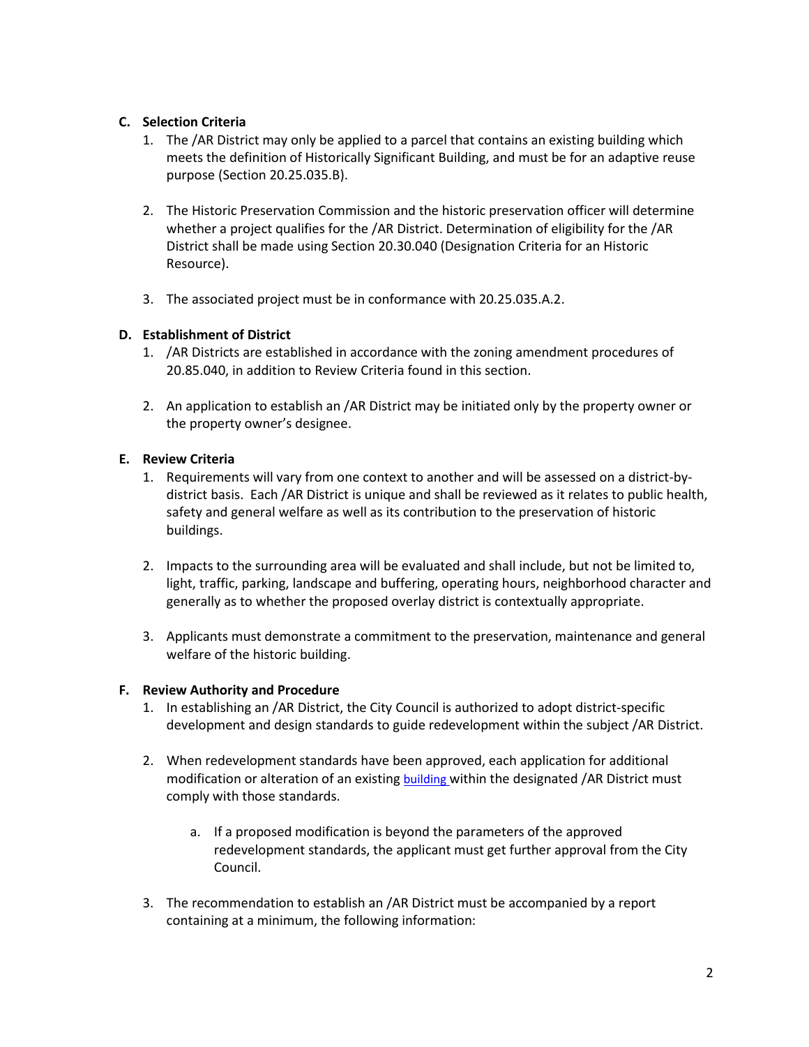**C. Selection Criteria**

1. The /AR District may only be applied to a parcel that contains an existing building which meets the definition of Historically Significant Building, and must be for an adaptive reuse purpose (Section 20.25.035.B).

2. The Historic Preservation Commission and the historic preservation officer will determine whether a project qualifies for the /AR District. Determination of eligibility for the /AR District shall be made using Section 20.30.040 (Designation Criteria for an Historic Resource).

3. The associated project must be in conformance with 20.25.035.A.2.

**D. Establishment of District**

1. /AR Districts are established in accordance with the zoning amendment procedures of 20.85.040, in addition to Review Criteria found in this section.

2. An application to establish an /AR District may be initiated only by the property owner or the property owner's designee.

**E. Review Criteria**

1. Requirements will vary from one context to another and will be assessed on a district-by-district basis. Each /AR District is unique and shall be reviewed as it relates to public health, safety and general welfare as well as its contribution to the preservation of historic buildings.

2. Impacts to the surrounding area will be evaluated and shall include, but not be limited to, light, traffic, parking, landscape and buffering, operating hours, neighborhood character and generally as to whether the proposed overlay district is contextually appropriate.

3. Applicants must demonstrate a commitment to the preservation, maintenance and general welfare of the historic building.

**F. Review Authority and Procedure**

1. In establishing an /AR District, the City Council is authorized to adopt district-specific development and design standards to guide redevelopment within the subject /AR District.

2. When redevelopment standards have been approved, each application for additional modification or alteration of an existing building within the designated /AR District must comply with those standards.

   a. If a proposed modification is beyond the parameters of the approved redevelopment standards, the applicant must get further approval from the City Council.

3. The recommendation to establish an /AR District must be accompanied by a report containing at a minimum, the following information: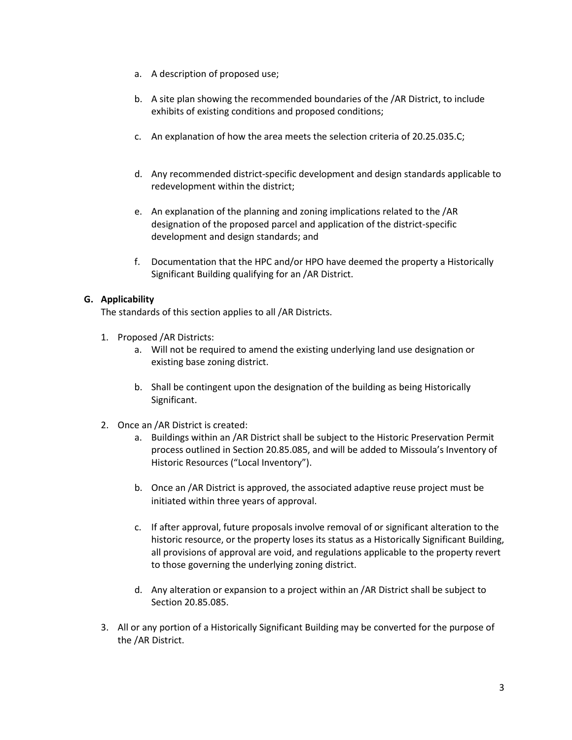a. A description of proposed use;

b. A site plan showing the recommended boundaries of the /AR District, to include exhibits of existing conditions and proposed conditions;

c. An explanation of how the area meets the selection criteria of 20.25.035.C;

d. Any recommended district-specific development and design standards applicable to redevelopment within the district;

e. An explanation of the planning and zoning implications related to the /AR designation of the proposed parcel and application of the district-specific development and design standards; and

f. Documentation that the HPC and/or HPO have deemed the property a Historically Significant Building qualifying for an /AR District.

**G. Applicability**

The standards of this section applies to all /AR Districts.

1. Proposed /AR Districts:
   a. Will not be required to amend the existing underlying land use designation or existing base zoning district.

   b. Shall be contingent upon the designation of the building as being Historically Significant.

2. Once an /AR District is created:
   a. Buildings within an /AR District shall be subject to the Historic Preservation Permit process outlined in Section 20.85.085, and will be added to Missoula's Inventory of Historic Resources ("Local Inventory").

   b. Once an /AR District is approved, the associated adaptive reuse project must be initiated within three years of approval.

   c. If after approval, future proposals involve removal of or significant alteration to the historic resource, or the property loses its status as a Historically Significant Building, all provisions of approval are void, and regulations applicable to the property revert to those governing the underlying zoning district.

   d. Any alteration or expansion to a project within an /AR District shall be subject to Section 20.85.085.

3. All or any portion of a Historically Significant Building may be converted for the purpose of the /AR District.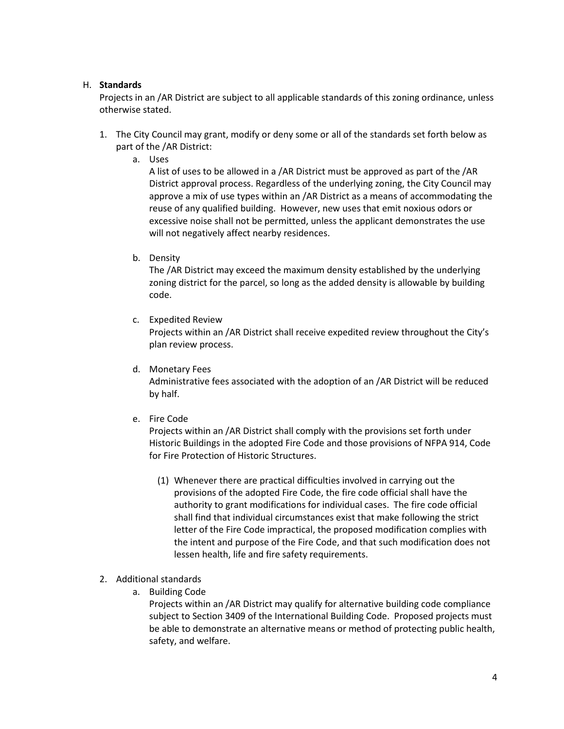H. **Standards**

Projects in an /AR District are subject to all applicable standards of this zoning ordinance, unless otherwise stated.

1. The City Council may grant, modify or deny some or all of the standards set forth below as part of the /AR District:

   a. Uses

      A list of uses to be allowed in a /AR District must be approved as part of the /AR District approval process. Regardless of the underlying zoning, the City Council may approve a mix of use types within an /AR District as a means of accommodating the reuse of any qualified building. However, new uses that emit noxious odors or excessive noise shall not be permitted, unless the applicant demonstrates the use will not negatively affect nearby residences.

   b. Density

      The /AR District may exceed the maximum density established by the underlying zoning district for the parcel, so long as the added density is allowable by building code.

   c. Expedited Review

      Projects within an /AR District shall receive expedited review throughout the City's plan review process.

   d. Monetary Fees

      Administrative fees associated with the adoption of an /AR District will be reduced by half.

   e. Fire Code

      Projects within an /AR District shall comply with the provisions set forth under Historic Buildings in the adopted Fire Code and those provisions of NFPA 914, Code for Fire Protection of Historic Structures.

      (1) Whenever there are practical difficulties involved in carrying out the provisions of the adopted Fire Code, the fire code official shall have the authority to grant modifications for individual cases. The fire code official shall find that individual circumstances exist that make following the strict letter of the Fire Code impractical, the proposed modification complies with the intent and purpose of the Fire Code, and that such modification does not lessen health, life and fire safety requirements.

2. Additional standards

   a. Building Code

      Projects within an /AR District may qualify for alternative building code compliance subject to Section 3409 of the International Building Code. Proposed projects must be able to demonstrate an alternative means or method of protecting public health, safety, and welfare.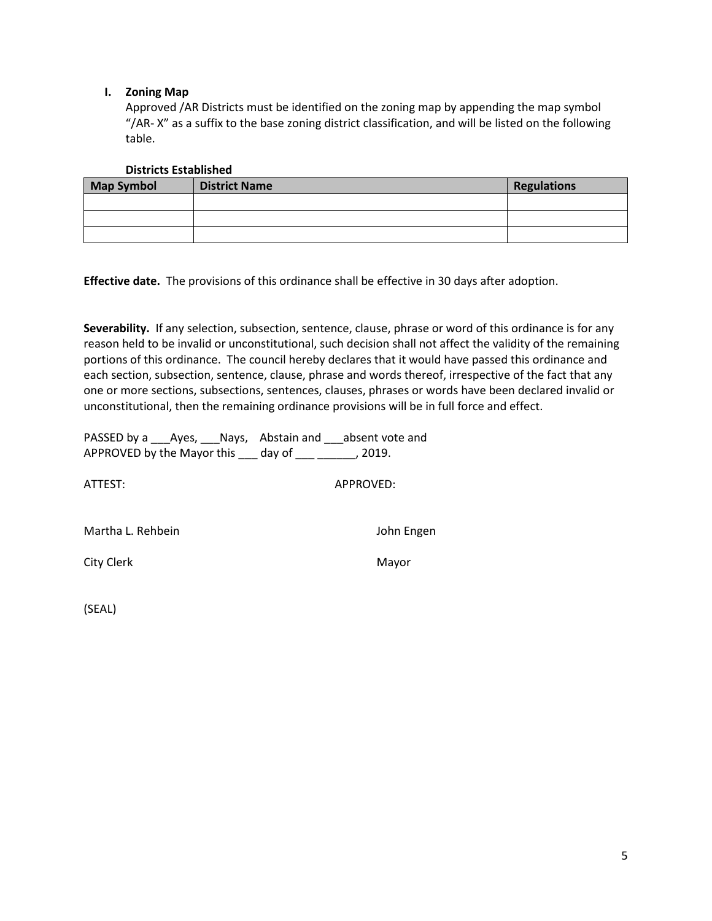### I. Zoning Map

Approved /AR Districts must be identified on the zoning map by appending the map symbol "/AR- X" as a suffix to the base zoning district classification, and will be listed on the following table.

**Districts Established**

| Map Symbol | District Name | Regulations |
|---|---|---|
| | | |
| | | |
| | | |

**Effective date.** The provisions of this ordinance shall be effective in 30 days after adoption.

**Severability.** If any selection, subsection, sentence, clause, phrase or word of this ordinance is for any reason held to be invalid or unconstitutional, such decision shall not affect the validity of the remaining portions of this ordinance. The council hereby declares that it would have passed this ordinance and each section, subsection, sentence, clause, phrase and words thereof, irrespective of the fact that any one or more sections, subsections, sentences, clauses, phrases or words have been declared invalid or unconstitutional, then the remaining ordinance provisions will be in full force and effect.

PASSED by a ___Ayes, ___Nays, Abstain and ___absent vote and
APPROVED by the Mayor this ___ day of ___ ______, 2019.

ATTEST: APPROVED:

Martha L. Rehbein John Engen

City Clerk Mayor

(SEAL)